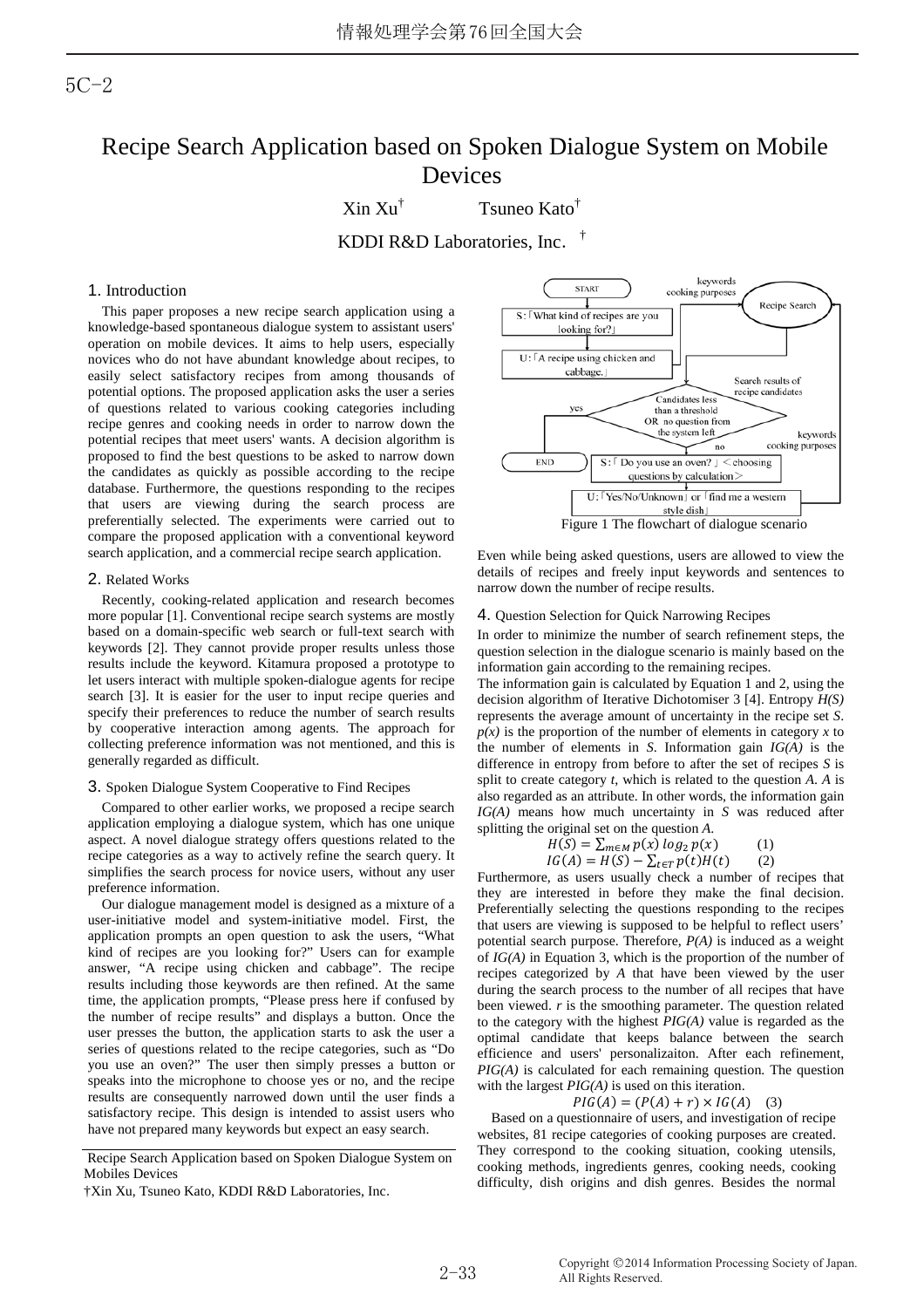5C-2

# Recipe Search Application based on Spoken Dialogue System on Mobile Devices

Xin Xu† Tsuneo Kato†

KDDI R&D Laboratories, Inc. †

## 1. Introduction

This paper proposes a new recipe search application using a knowledge-based spontaneous dialogue system to assistant users' operation on mobile devices. It aims to help users, especially novices who do not have abundant knowledge about recipes, to easily select satisfactory recipes from among thousands of potential options. The proposed application asks the user a series of questions related to various cooking categories including recipe genres and cooking needs in order to narrow down the potential recipes that meet users' wants. A decision algorithm is proposed to find the best questions to be asked to narrow down the candidates as quickly as possible according to the recipe database. Furthermore, the questions responding to the recipes that users are viewing during the search process are preferentially selected. The experiments were carried out to compare the proposed application with a conventional keyword search application, and a commercial recipe search application.

## 2. Related Works

Recently, cooking-related application and research becomes more popular [1]. Conventional recipe search systems are mostly based on a domain-specific web search or full-text search with keywords [2]. They cannot provide proper results unless those results include the keyword. Kitamura proposed a prototype to let users interact with multiple spoken-dialogue agents for recipe search [3]. It is easier for the user to input recipe queries and specify their preferences to reduce the number of search results by cooperative interaction among agents. The approach for collecting preference information was not mentioned, and this is generally regarded as difficult.

## 3. Spoken Dialogue System Cooperative to Find Recipes

Compared to other earlier works, we proposed a recipe search application employing a dialogue system, which has one unique aspect. A novel dialogue strategy offers questions related to the recipe categories as a way to actively refine the search query. It simplifies the search process for novice users, without any user preference information.

Our dialogue management model is designed as a mixture of a user-initiative model and system-initiative model. First, the application prompts an open question to ask the users, "What kind of recipes are you looking for?" Users can for example answer, "A recipe using chicken and cabbage". The recipe results including those keywords are then refined. At the same time, the application prompts, "Please press here if confused by the number of recipe results" and displays a button. Once the user presses the button, the application starts to ask the user a series of questions related to the recipe categories, such as "Do you use an oven?" The user then simply presses a button or speaks into the microphone to choose yes or no, and the recipe results are consequently narrowed down until the user finds a satisfactory recipe. This design is intended to assist users who have not prepared many keywords but expect an easy search.

Recipe Search Application based on Spoken Dialogue System on Mobiles Devices

†Xin Xu, Tsuneo Kato, KDDI R&D Laboratories, Inc.

Figure 1 The flowchart of dialogue scenario

Even while being asked questions, users are allowed to view the details of recipes and freely input keywords and sentences to narrow down the number of recipe results.

## 4. Question Selection for Quick Narrowing Recipes

In order to minimize the number of search refinement steps, the question selection in the dialogue scenario is mainly based on the information gain according to the remaining recipes.

The information gain is calculated by Equation 1 and 2, using the decision algorithm of Iterative Dichotomiser 3 [4]. Entropy $H(S)$ represents the average amount of uncertainty in the recipe set $S$. $p(x)$ is the proportion of the number of elements in category $x$ to the number of elements in $S$. Information gain $IG(A)$ is the difference in entropy from before to after the set of recipes $S$ is split to create category $t$, which is related to the question $A$. $A$ is also regarded as an attribute. In other words, the information gain $IG(A)$ means how much uncertainty in $S$ was reduced after splitting the original set on the question $A$.

$$H(S) = \sum_{m \in M} p(x) \, log_2 \, p(x) \qquad (1)$$

$$IG(A) = H(S) - \sum_{t \in T} p(t) H(t) \qquad (2)$$

Furthermore, as users usually check a number of recipes that they are interested in before they make the final decision. Preferentially selecting the questions responding to the recipes that users are viewing is supposed to be helpful to reflect users' potential search purpose. Therefore, $P(A)$ is induced as a weight of $IG(A)$ in Equation 3, which is the proportion of the number of recipes categorized by $A$ that have been viewed by the user during the search process to the number of all recipes that have been viewed. $r$ is the smoothing parameter. The question related to the category with the highest $PIG(A)$ value is regarded as the optimal candidate that keeps balance between the search efficiency and users' personalizaiton. After each refinement, $PIG(A)$ is calculated for each remaining question. The question with the largest $PIG(A)$ is used on this iteration.

$$PIG(A) = (P(A) + r) \times IG(A) \qquad (3)$$

Based on a questionnaire of users, and investigation of recipe websites, 81 recipe categories of cooking purposes are created. They correspond to the cooking situation, cooking utensils, cooking methods, ingredients genres, cooking needs, cooking difficulty, dish origins and dish genres. Besides the normal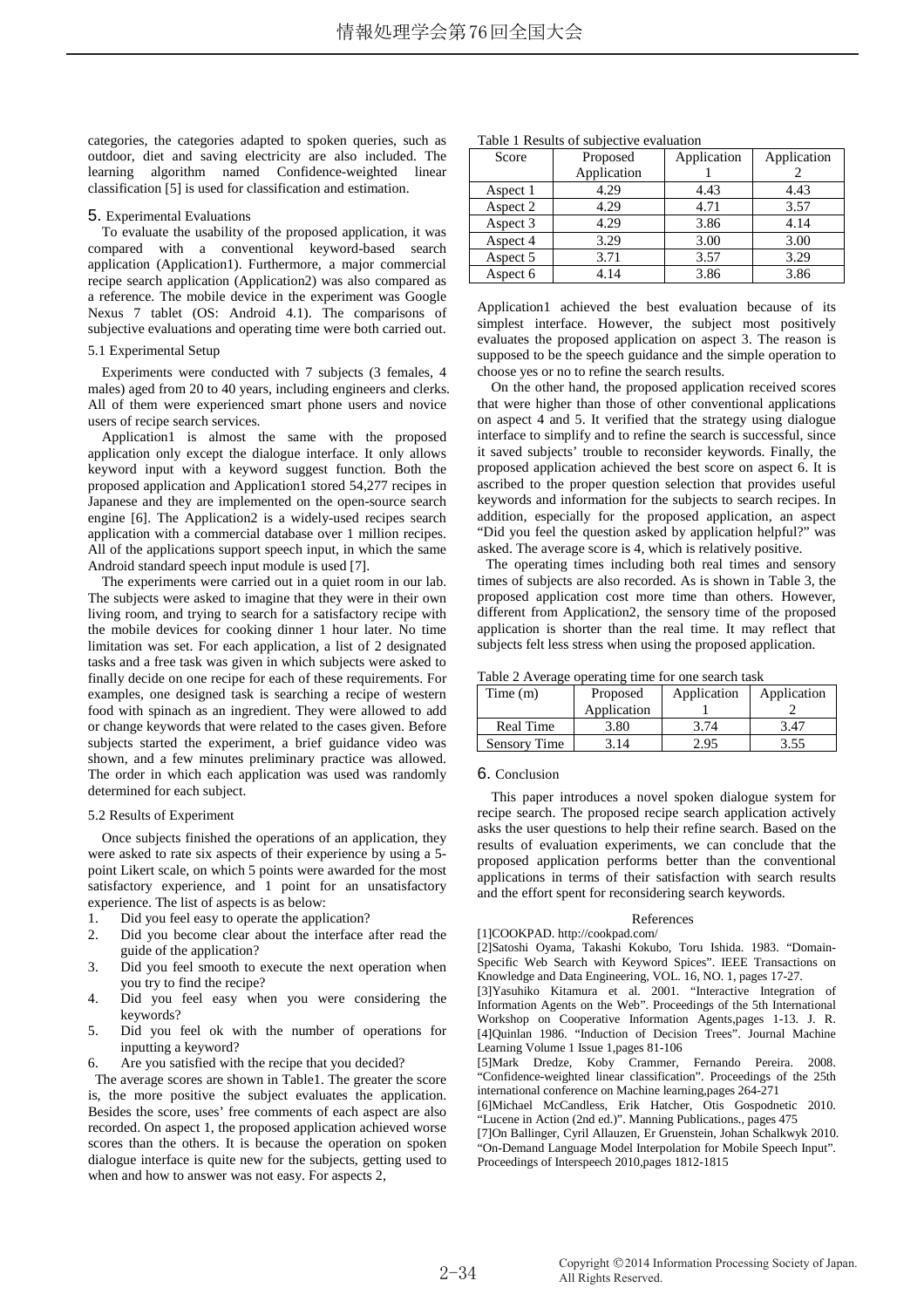categories, the categories adapted to spoken queries, such as outdoor, diet and saving electricity are also included. The learning algorithm named Confidence-weighted linear classification [5] is used for classification and estimation.

## 5. Experimental Evaluations

To evaluate the usability of the proposed application, it was compared with a conventional keyword-based search application (Application1). Furthermore, a major commercial recipe search application (Application2) was also compared as a reference. The mobile device in the experiment was Google Nexus 7 tablet (OS: Android 4.1). The comparisons of subjective evaluations and operating time were both carried out.

### 5.1 Experimental Setup

Experiments were conducted with 7 subjects (3 females, 4 males) aged from 20 to 40 years, including engineers and clerks. All of them were experienced smart phone users and novice users of recipe search services.

Application1 is almost the same with the proposed application only except the dialogue interface. It only allows keyword input with a keyword suggest function. Both the proposed application and Application1 stored 54,277 recipes in Japanese and they are implemented on the open-source search engine [6]. The Application2 is a widely-used recipes search application with a commercial database over 1 million recipes. All of the applications support speech input, in which the same Android standard speech input module is used [7].

The experiments were carried out in a quiet room in our lab. The subjects were asked to imagine that they were in their own living room, and trying to search for a satisfactory recipe with the mobile devices for cooking dinner 1 hour later. No time limitation was set. For each application, a list of 2 designated tasks and a free task was given in which subjects were asked to finally decide on one recipe for each of these requirements. For examples, one designed task is searching a recipe of western food with spinach as an ingredient. They were allowed to add or change keywords that were related to the cases given. Before subjects started the experiment, a brief guidance video was shown, and a few minutes preliminary practice was allowed. The order in which each application was used was randomly determined for each subject.

### 5.2 Results of Experiment

Once subjects finished the operations of an application, they were asked to rate six aspects of their experience by using a 5-point Likert scale, on which 5 points were awarded for the most satisfactory experience, and 1 point for an unsatisfactory experience. The list of aspects is as below:

1. Did you feel easy to operate the application?
2. Did you become clear about the interface after read the guide of the application?
3. Did you feel smooth to execute the next operation when you try to find the recipe?
4. Did you feel easy when you were considering the keywords?
5. Did you feel ok with the number of operations for inputting a keyword?
6. Are you satisfied with the recipe that you decided?

The average scores are shown in Table1. The greater the score is, the more positive the subject evaluates the application. Besides the score, uses' free comments of each aspect are also recorded. On aspect 1, the proposed application achieved worse scores than the others. It is because the operation on spoken dialogue interface is quite new for the subjects, getting used to when and how to answer was not easy. For aspects 2,

Table 1 Results of subjective evaluation

| Score | Proposed Application | Application 1 | Application 2 |
|---|---|---|---|
| Aspect 1 | 4.29 | 4.43 | 4.43 |
| Aspect 2 | 4.29 | 4.71 | 3.57 |
| Aspect 3 | 4.29 | 3.86 | 4.14 |
| Aspect 4 | 3.29 | 3.00 | 3.00 |
| Aspect 5 | 3.71 | 3.57 | 3.29 |
| Aspect 6 | 4.14 | 3.86 | 3.86 |

Application1 achieved the best evaluation because of its simplest interface. However, the subject most positively evaluates the proposed application on aspect 3. The reason is supposed to be the speech guidance and the simple operation to choose yes or no to refine the search results.

On the other hand, the proposed application received scores that were higher than those of other conventional applications on aspect 4 and 5. It verified that the strategy using dialogue interface to simplify and to refine the search is successful, since it saved subjects' trouble to reconsider keywords. Finally, the proposed application achieved the best score on aspect 6. It is ascribed to the proper question selection that provides useful keywords and information for the subjects to search recipes. In addition, especially for the proposed application, an aspect "Did you feel the question asked by application helpful?" was asked. The average score is 4, which is relatively positive.

The operating times including both real times and sensory times of subjects are also recorded. As is shown in Table 3, the proposed application cost more time than others. However, different from Application2, the sensory time of the proposed application is shorter than the real time. It may reflect that subjects felt less stress when using the proposed application.

Table 2 Average operating time for one search task

| Time (m) | Proposed Application | Application 1 | Application 2 |
|---|---|---|---|
| Real Time | 3.80 | 3.74 | 3.47 |
| Sensory Time | 3.14 | 2.95 | 3.55 |

## 6. Conclusion

This paper introduces a novel spoken dialogue system for recipe search. The proposed recipe search application actively asks the user questions to help their refine search. Based on the results of evaluation experiments, we can conclude that the proposed application performs better than the conventional applications in terms of their satisfaction with search results and the effort spent for reconsidering search keywords.

## References

[1]COOKPAD. http://cookpad.com/

[2]Satoshi Oyama, Takashi Kokubo, Toru Ishida. 1983. "Domain-Specific Web Search with Keyword Spices". IEEE Transactions on Knowledge and Data Engineering, VOL. 16, NO. 1, pages 17-27.

[3]Yasuhiko Kitamura et al. 2001. "Interactive Integration of Information Agents on the Web". Proceedings of the 5th International Workshop on Cooperative Information Agents,pages 1-13. J. R.

[4]Quinlan 1986. "Induction of Decision Trees". Journal Machine Learning Volume 1 Issue 1,pages 81-106

[5]Mark Dredze, Koby Crammer, Fernando Pereira. 2008. "Confidence-weighted linear classification". Proceedings of the 25th international conference on Machine learning,pages 264-271

[6]Michael McCandless, Erik Hatcher, Otis Gospodnetic 2010. "Lucene in Action (2nd ed.)". Manning Publications., pages 475

[7]On Ballinger, Cyril Allauzen, Er Gruenstein, Johan Schalkwyk 2010. "On-Demand Language Model Interpolation for Mobile Speech Input". Proceedings of Interspeech 2010,pages 1812-1815